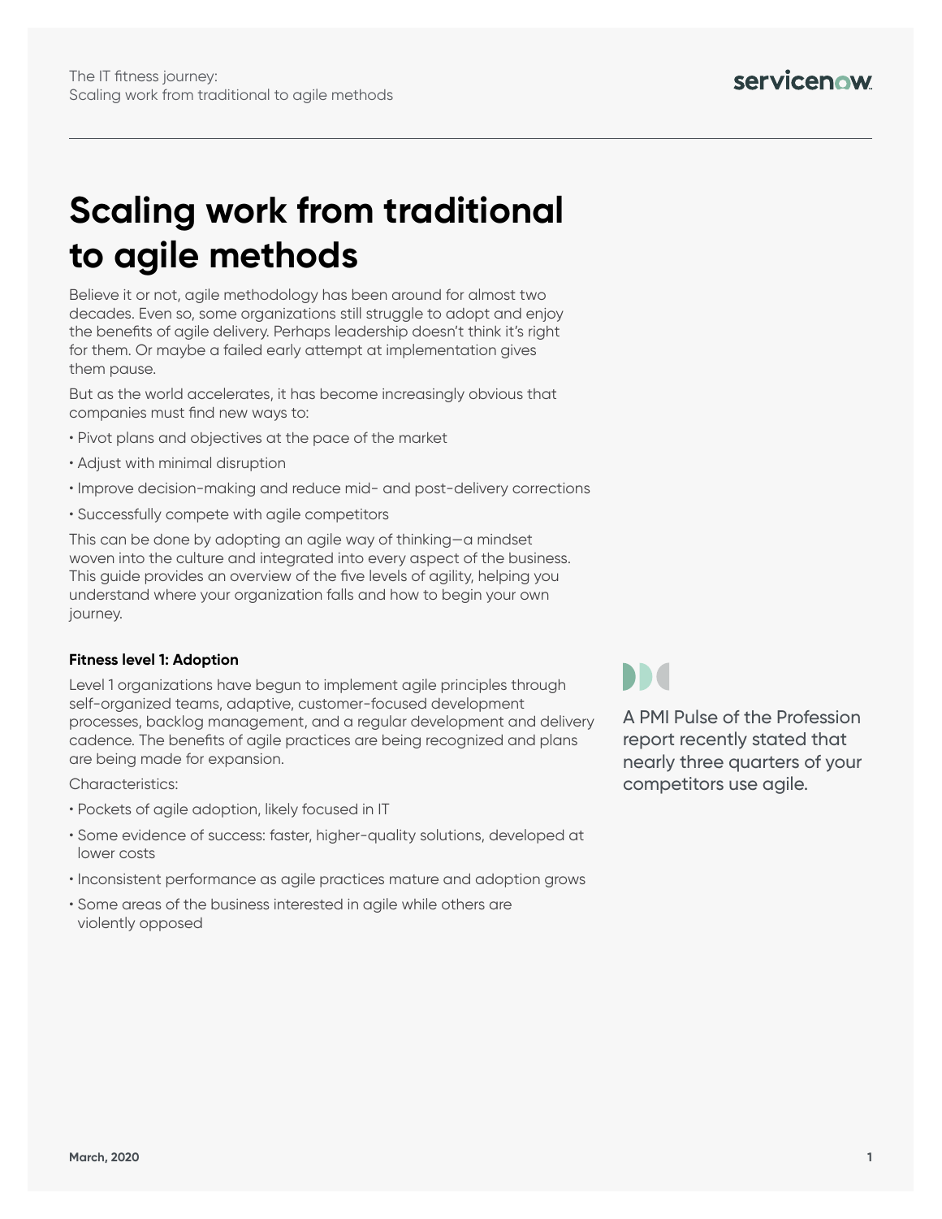# Scaling work from traditional to agile methods

Believe it or not, agile methodology has been around for almost two decades. Even so, some organizations still struggle to adopt and enjoy the benefits of agile delivery. Perhaps leadership doesn't think it's right for them. Or maybe a failed early attempt at implementation gives them pause.

But as the world accelerates, it has become increasingly obvious that companies must find new ways to:

- Pivot plans and objectives at the pace of the market
- Adjust with minimal disruption
- Improve decision-making and reduce mid- and post-delivery corrections
- Successfully compete with agile competitors

This can be done by adopting an agile way of thinking—a mindset woven into the culture and integrated into every aspect of the business. This guide provides an overview of the five levels of agility, helping you understand where your organization falls and how to begin your own journey.

**Fitness level 1: Adoption**

Level 1 organizations have begun to implement agile principles through self-organized teams, adaptive, customer-focused development processes, backlog management, and a regular development and delivery cadence. The benefits of agile practices are being recognized and plans are being made for expansion.

Characteristics:

- Pockets of agile adoption, likely focused in IT
- Some evidence of success: faster, higher-quality solutions, developed at lower costs
- Inconsistent performance as agile practices mature and adoption grows
- Some areas of the business interested in agile while others are violently opposed

A PMI Pulse of the Profession report recently stated that nearly three quarters of your competitors use agile.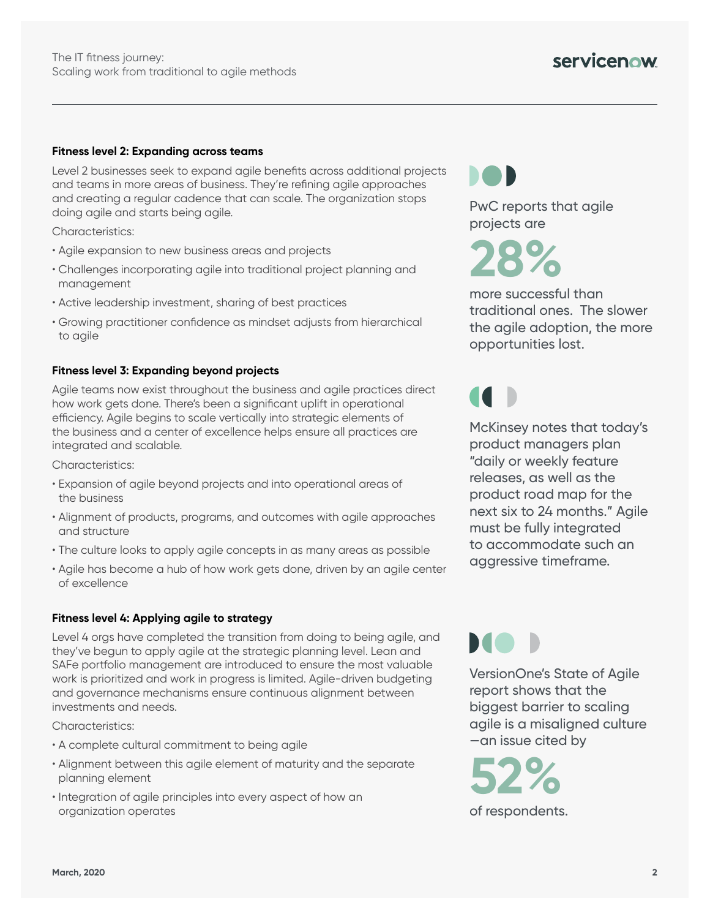### Fitness level 2: Expanding across teams

Level 2 businesses seek to expand agile benefits across additional projects and teams in more areas of business. They're refining agile approaches and creating a regular cadence that can scale. The organization stops doing agile and starts being agile.

Characteristics:

- Agile expansion to new business areas and projects
- Challenges incorporating agile into traditional project planning and management
- Active leadership investment, sharing of best practices
- Growing practitioner confidence as mindset adjusts from hierarchical to agile

### Fitness level 3: Expanding beyond projects

Agile teams now exist throughout the business and agile practices direct how work gets done. There's been a significant uplift in operational efficiency. Agile begins to scale vertically into strategic elements of the business and a center of excellence helps ensure all practices are integrated and scalable.

Characteristics:

- Expansion of agile beyond projects and into operational areas of the business
- Alignment of products, programs, and outcomes with agile approaches and structure
- The culture looks to apply agile concepts in as many areas as possible
- Agile has become a hub of how work gets done, driven by an agile center of excellence

### Fitness level 4: Applying agile to strategy

Level 4 orgs have completed the transition from doing to being agile, and they've begun to apply agile at the strategic planning level. Lean and SAFe portfolio management are introduced to ensure the most valuable work is prioritized and work in progress is limited. Agile-driven budgeting and governance mechanisms ensure continuous alignment between investments and needs.

Characteristics:

- A complete cultural commitment to being agile
- Alignment between this agile element of maturity and the separate planning element
- Integration of agile principles into every aspect of how an organization operates

PwC reports that agile projects are

**28%**

more successful than traditional ones. The slower the agile adoption, the more opportunities lost.

McKinsey notes that today's product managers plan "daily or weekly feature releases, as well as the product road map for the next six to 24 months." Agile must be fully integrated to accommodate such an aggressive timeframe.

VersionOne's State of Agile report shows that the biggest barrier to scaling agile is a misaligned culture—an issue cited by

**52%**

of respondents.

March, 2020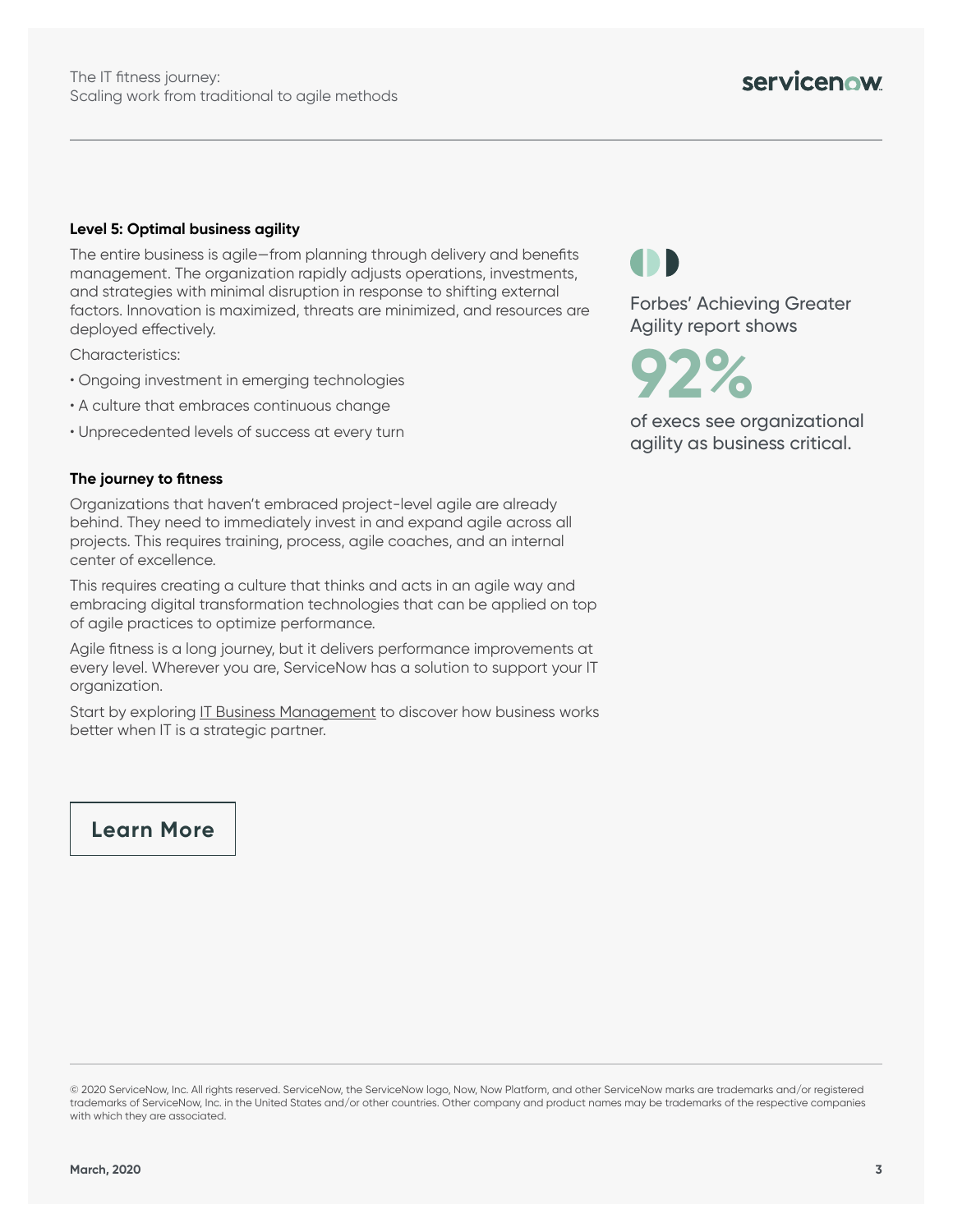**Level 5: Optimal business agility**

The entire business is agile—from planning through delivery and benefits management. The organization rapidly adjusts operations, investments, and strategies with minimal disruption in response to shifting external factors. Innovation is maximized, threats are minimized, and resources are deployed effectively.

Characteristics:

- Ongoing investment in emerging technologies
- A culture that embraces continuous change
- Unprecedented levels of success at every turn

Forbes' Achieving Greater Agility report shows

**92%**

of execs see organizational agility as business critical.

**The journey to fitness**

Organizations that haven't embraced project-level agile are already behind. They need to immediately invest in and expand agile across all projects. This requires training, process, agile coaches, and an internal center of excellence.

This requires creating a culture that thinks and acts in an agile way and embracing digital transformation technologies that can be applied on top of agile practices to optimize performance.

Agile fitness is a long journey, but it delivers performance improvements at every level. Wherever you are, ServiceNow has a solution to support your IT organization.

Start by exploring IT Business Management to discover how business works better when IT is a strategic partner.

**Learn More**

© 2020 ServiceNow, Inc. All rights reserved. ServiceNow, the ServiceNow logo, Now, Now Platform, and other ServiceNow marks are trademarks and/or registered trademarks of ServiceNow, Inc. in the United States and/or other countries. Other company and product names may be trademarks of the respective companies with which they are associated.

March, 2020